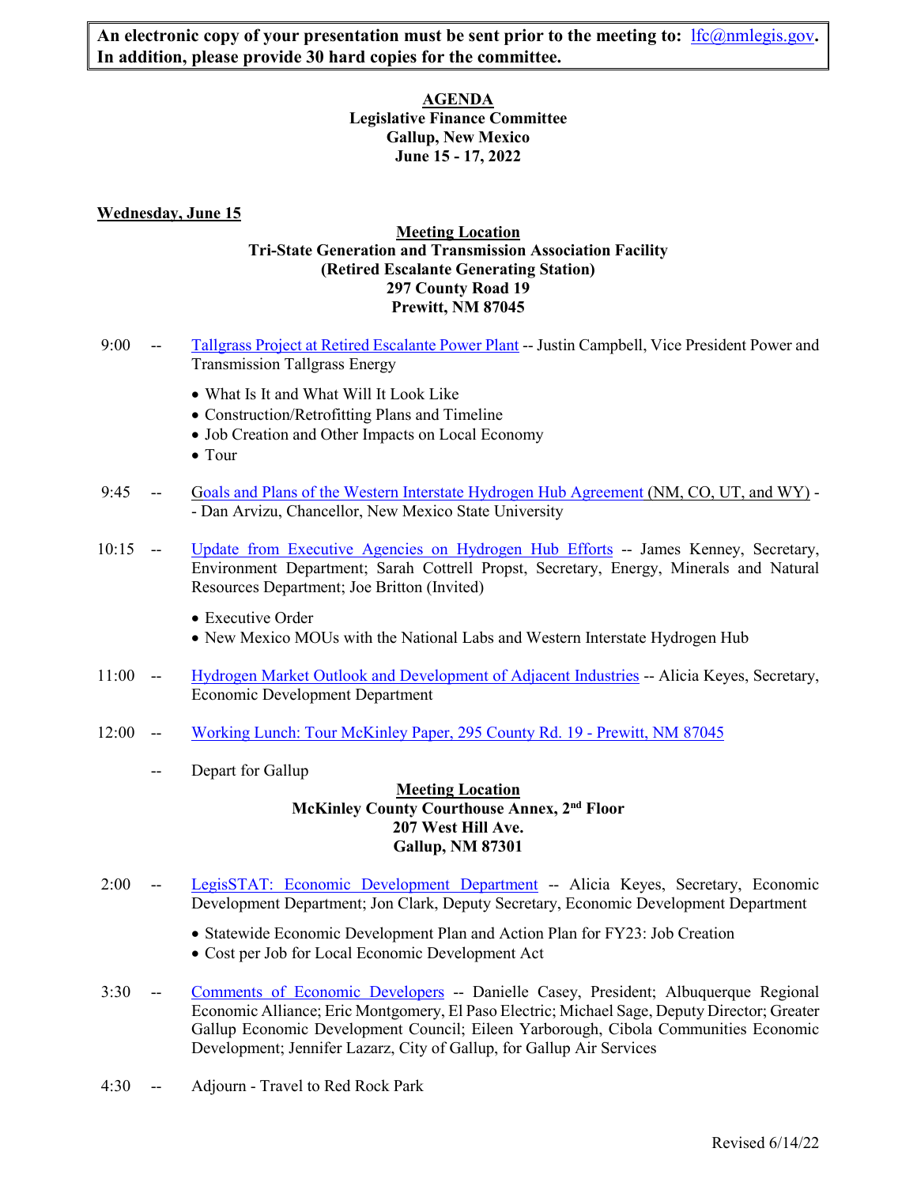**An electronic copy of your presentation must be sent prior to the meeting to: lfc@nmlegis.gov. In addition, please provide 30 hard copies for the committee.**

# AGENDA
## Legislative Finance Committee
## Gallup, New Mexico
## June 15 - 17, 2022

**Wednesday, June 15**

**Meeting Location**
**Tri-State Generation and Transmission Association Facility**
**(Retired Escalante Generating Station)**
**297 County Road 19**
**Prewitt, NM 87045**

9:00 -- Tallgrass Project at Retired Escalante Power Plant -- Justin Campbell, Vice President Power and Transmission Tallgrass Energy

- What Is It and What Will It Look Like
- Construction/Retrofitting Plans and Timeline
- Job Creation and Other Impacts on Local Economy
- Tour

9:45 -- Goals and Plans of the Western Interstate Hydrogen Hub Agreement (NM, CO, UT, and WY) -- Dan Arvizu, Chancellor, New Mexico State University

10:15 -- Update from Executive Agencies on Hydrogen Hub Efforts -- James Kenney, Secretary, Environment Department; Sarah Cottrell Propst, Secretary, Energy, Minerals and Natural Resources Department; Joe Britton (Invited)

- Executive Order
- New Mexico MOUs with the National Labs and Western Interstate Hydrogen Hub

11:00 -- Hydrogen Market Outlook and Development of Adjacent Industries -- Alicia Keyes, Secretary, Economic Development Department

12:00 -- Working Lunch: Tour McKinley Paper, 295 County Rd. 19 - Prewitt, NM 87045

-- Depart for Gallup

**Meeting Location**
**McKinley County Courthouse Annex, 2nd Floor**
**207 West Hill Ave.**
**Gallup, NM 87301**

2:00 -- LegisSTAT: Economic Development Department -- Alicia Keyes, Secretary, Economic Development Department; Jon Clark, Deputy Secretary, Economic Development Department

- Statewide Economic Development Plan and Action Plan for FY23: Job Creation
- Cost per Job for Local Economic Development Act

3:30 -- Comments of Economic Developers -- Danielle Casey, President; Albuquerque Regional Economic Alliance; Eric Montgomery, El Paso Electric; Michael Sage, Deputy Director; Greater Gallup Economic Development Council; Eileen Yarborough, Cibola Communities Economic Development; Jennifer Lazarz, City of Gallup, for Gallup Air Services

4:30 -- Adjourn - Travel to Red Rock Park

Revised 6/14/22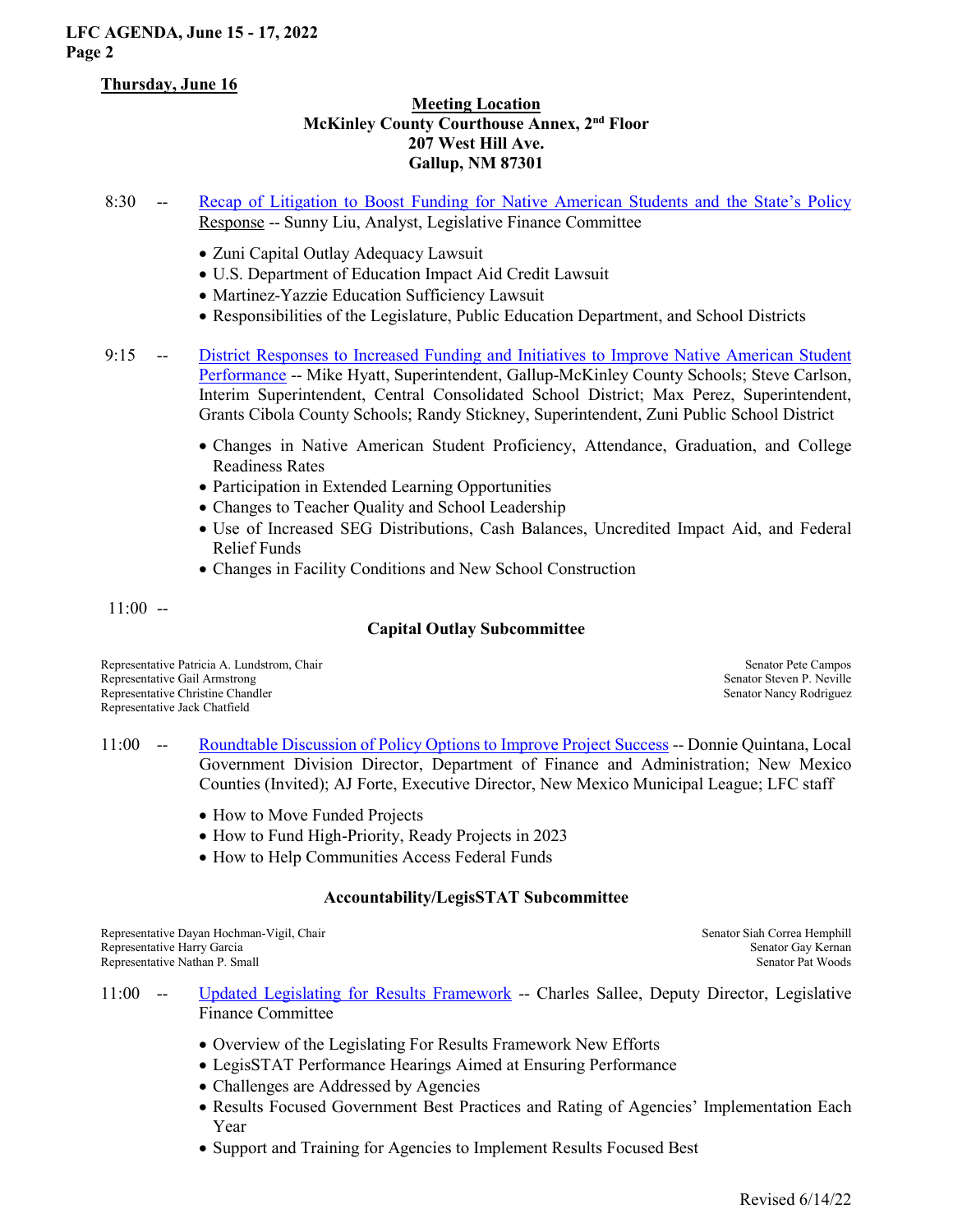## Thursday, June 16

**Meeting Location**
**McKinley County Courthouse Annex, 2nd Floor**
**207 West Hill Ave.**
**Gallup, NM 87301**

8:30 -- Recap of Litigation to Boost Funding for Native American Students and the State's Policy Response -- Sunny Liu, Analyst, Legislative Finance Committee

- Zuni Capital Outlay Adequacy Lawsuit
- U.S. Department of Education Impact Aid Credit Lawsuit
- Martinez-Yazzie Education Sufficiency Lawsuit
- Responsibilities of the Legislature, Public Education Department, and School Districts

9:15 -- District Responses to Increased Funding and Initiatives to Improve Native American Student Performance -- Mike Hyatt, Superintendent, Gallup-McKinley County Schools; Steve Carlson, Interim Superintendent, Central Consolidated School District; Max Perez, Superintendent, Grants Cibola County Schools; Randy Stickney, Superintendent, Zuni Public School District

- Changes in Native American Student Proficiency, Attendance, Graduation, and College Readiness Rates
- Participation in Extended Learning Opportunities
- Changes to Teacher Quality and School Leadership
- Use of Increased SEG Distributions, Cash Balances, Uncredited Impact Aid, and Federal Relief Funds
- Changes in Facility Conditions and New School Construction

11:00 --

### Capital Outlay Subcommittee

Representative Patricia A. Lundstrom, Chair
Representative Gail Armstrong
Representative Christine Chandler
Representative Jack Chatfield
Senator Pete Campos
Senator Steven P. Neville
Senator Nancy Rodriguez

11:00 -- Roundtable Discussion of Policy Options to Improve Project Success -- Donnie Quintana, Local Government Division Director, Department of Finance and Administration; New Mexico Counties (Invited); AJ Forte, Executive Director, New Mexico Municipal League; LFC staff

- How to Move Funded Projects
- How to Fund High-Priority, Ready Projects in 2023
- How to Help Communities Access Federal Funds

### Accountability/LegisSTAT Subcommittee

Representative Dayan Hochman-Vigil, Chair
Representative Harry Garcia
Representative Nathan P. Small
Senator Siah Correa Hemphill
Senator Gay Kernan
Senator Pat Woods

11:00 -- Updated Legislating for Results Framework -- Charles Sallee, Deputy Director, Legislative Finance Committee

- Overview of the Legislating For Results Framework New Efforts
- LegisSTAT Performance Hearings Aimed at Ensuring Performance
- Challenges are Addressed by Agencies
- Results Focused Government Best Practices and Rating of Agencies' Implementation Each Year
- Support and Training for Agencies to Implement Results Focused Best

Revised 6/14/22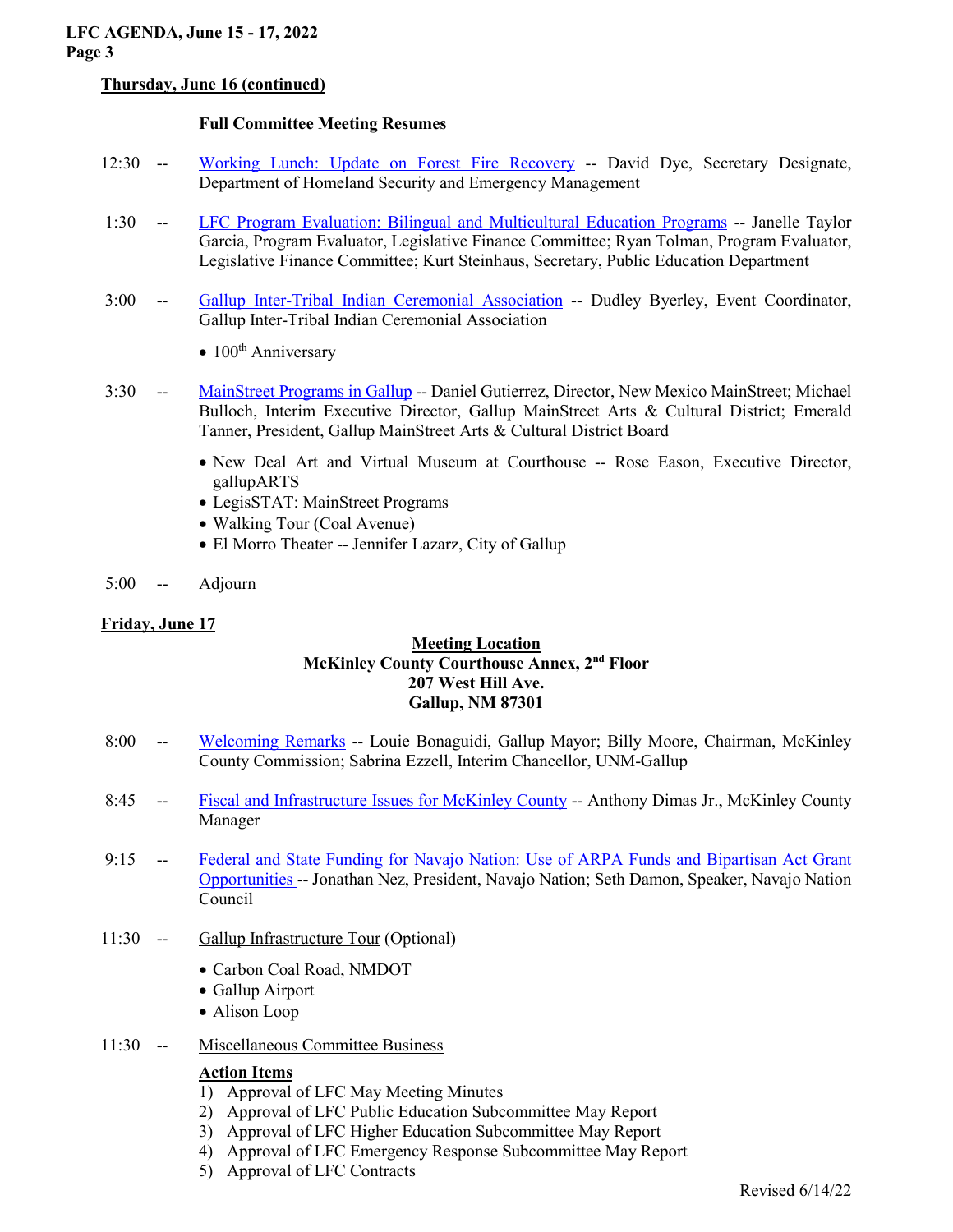**Thursday, June 16 (continued)**

**Full Committee Meeting Resumes**

12:30 -- Working Lunch: Update on Forest Fire Recovery -- David Dye, Secretary Designate, Department of Homeland Security and Emergency Management

1:30 -- LFC Program Evaluation: Bilingual and Multicultural Education Programs -- Janelle Taylor Garcia, Program Evaluator, Legislative Finance Committee; Ryan Tolman, Program Evaluator, Legislative Finance Committee; Kurt Steinhaus, Secretary, Public Education Department

3:00 -- Gallup Inter-Tribal Indian Ceremonial Association -- Dudley Byerley, Event Coordinator, Gallup Inter-Tribal Indian Ceremonial Association

- 100th Anniversary

3:30 -- MainStreet Programs in Gallup -- Daniel Gutierrez, Director, New Mexico MainStreet; Michael Bulloch, Interim Executive Director, Gallup MainStreet Arts & Cultural District; Emerald Tanner, President, Gallup MainStreet Arts & Cultural District Board

- New Deal Art and Virtual Museum at Courthouse -- Rose Eason, Executive Director, gallupARTS
- LegisSTAT: MainStreet Programs
- Walking Tour (Coal Avenue)
- El Morro Theater -- Jennifer Lazarz, City of Gallup

5:00 -- Adjourn

**Friday, June 17**

**Meeting Location**
**McKinley County Courthouse Annex, 2nd Floor**
**207 West Hill Ave.**
**Gallup, NM 87301**

8:00 -- Welcoming Remarks -- Louie Bonaguidi, Gallup Mayor; Billy Moore, Chairman, McKinley County Commission; Sabrina Ezzell, Interim Chancellor, UNM-Gallup

8:45 -- Fiscal and Infrastructure Issues for McKinley County -- Anthony Dimas Jr., McKinley County Manager

9:15 -- Federal and State Funding for Navajo Nation: Use of ARPA Funds and Bipartisan Act Grant Opportunities -- Jonathan Nez, President, Navajo Nation; Seth Damon, Speaker, Navajo Nation Council

11:30 -- Gallup Infrastructure Tour (Optional)

- Carbon Coal Road, NMDOT
- Gallup Airport
- Alison Loop

11:30 -- Miscellaneous Committee Business

**Action Items**

1) Approval of LFC May Meeting Minutes
2) Approval of LFC Public Education Subcommittee May Report
3) Approval of LFC Higher Education Subcommittee May Report
4) Approval of LFC Emergency Response Subcommittee May Report
5) Approval of LFC Contracts

Revised 6/14/22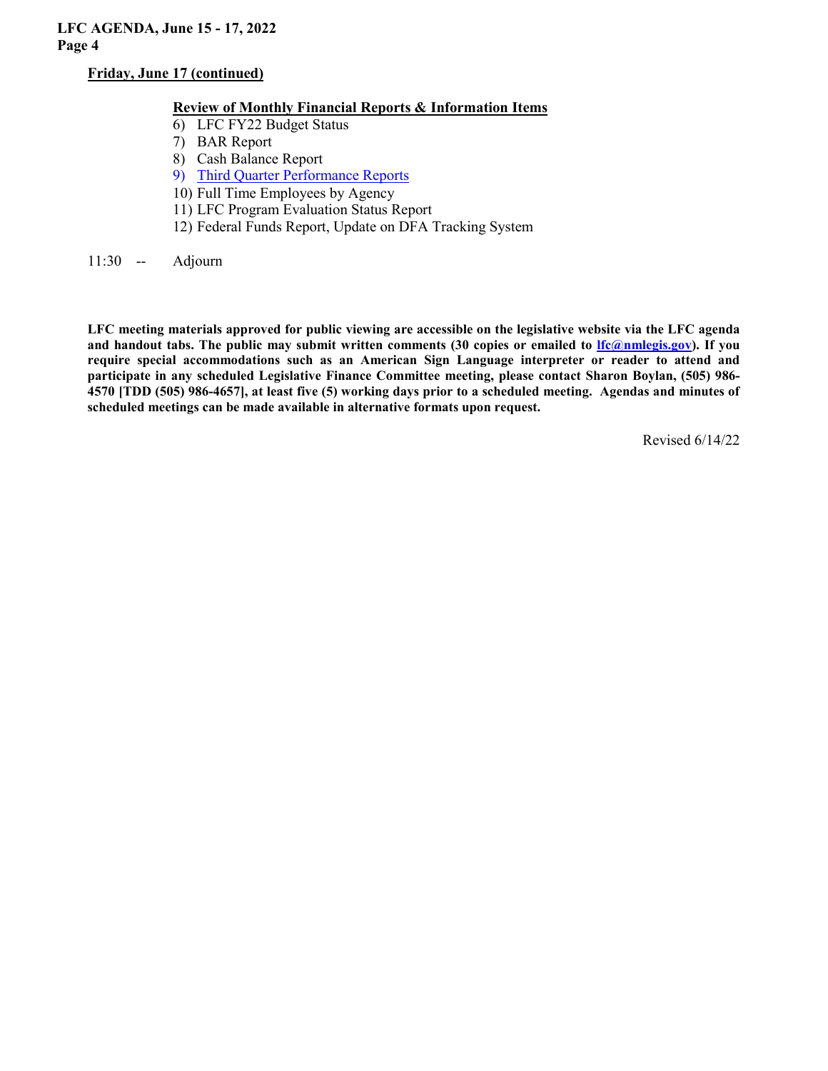**Friday, June 17 (continued)**

**Review of Monthly Financial Reports & Information Items**

6) LFC FY22 Budget Status
7) BAR Report
8) Cash Balance Report
9) Third Quarter Performance Reports
10) Full Time Employees by Agency
11) LFC Program Evaluation Status Report
12) Federal Funds Report, Update on DFA Tracking System

11:30 -- Adjourn

**LFC meeting materials approved for public viewing are accessible on the legislative website via the LFC agenda and handout tabs. The public may submit written comments (30 copies or emailed to lfc@nmlegis.gov). If you require special accommodations such as an American Sign Language interpreter or reader to attend and participate in any scheduled Legislative Finance Committee meeting, please contact Sharon Boylan, (505) 986-4570 [TDD (505) 986-4657], at least five (5) working days prior to a scheduled meeting. Agendas and minutes of scheduled meetings can be made available in alternative formats upon request.**

Revised 6/14/22